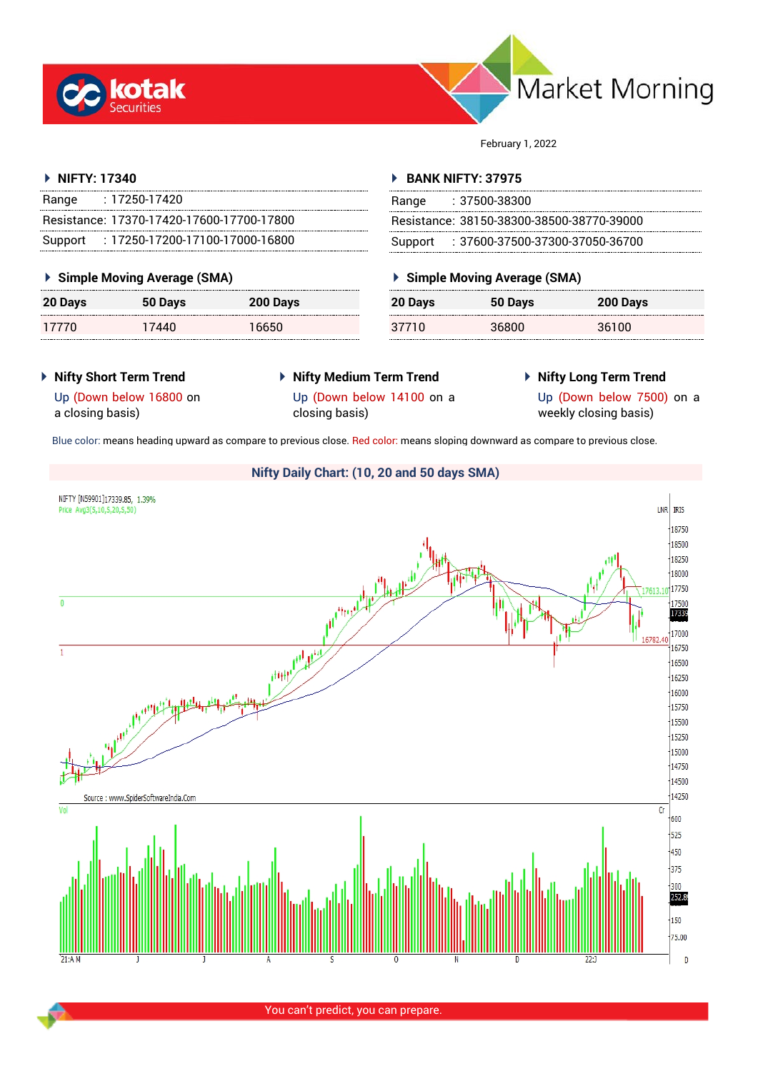# Market Morning

February 1, 2022

### NIFTY: 17340

| | |
|---|---|
| Range | : 17250-17420 |
| Resistance: | 17370-17420-17600-17700-17800 |
| Support | : 17250-17200-17100-17000-16800 |

### Simple Moving Average (SMA)

| 20 Days | 50 Days | 200 Days |
|---|---|---|
| 17770 | 17440 | 16650 |

### BANK NIFTY: 37975

| | |
|---|---|
| Range | : 37500-38300 |
| Resistance: | 38150-38300-38500-38770-39000 |
| Support | : 37600-37500-37300-37050-36700 |

### Simple Moving Average (SMA)

| 20 Days | 50 Days | 200 Days |
|---|---|---|
| 37710 | 36800 | 36100 |

### Nifty Short Term Trend

Up (Down below 16800 on a closing basis)

### Nifty Medium Term Trend

Up (Down below 14100 on a closing basis)

### Nifty Long Term Trend

Up (Down below 7500) on a weekly closing basis)

Blue color: means heading upward as compare to previous close. Red color: means sloping downward as compare to previous close.

### Nifty Daily Chart: (10, 20 and 50 days SMA)

Source : www.SpiderSoftwareIndia.Com

You can't predict, you can prepare.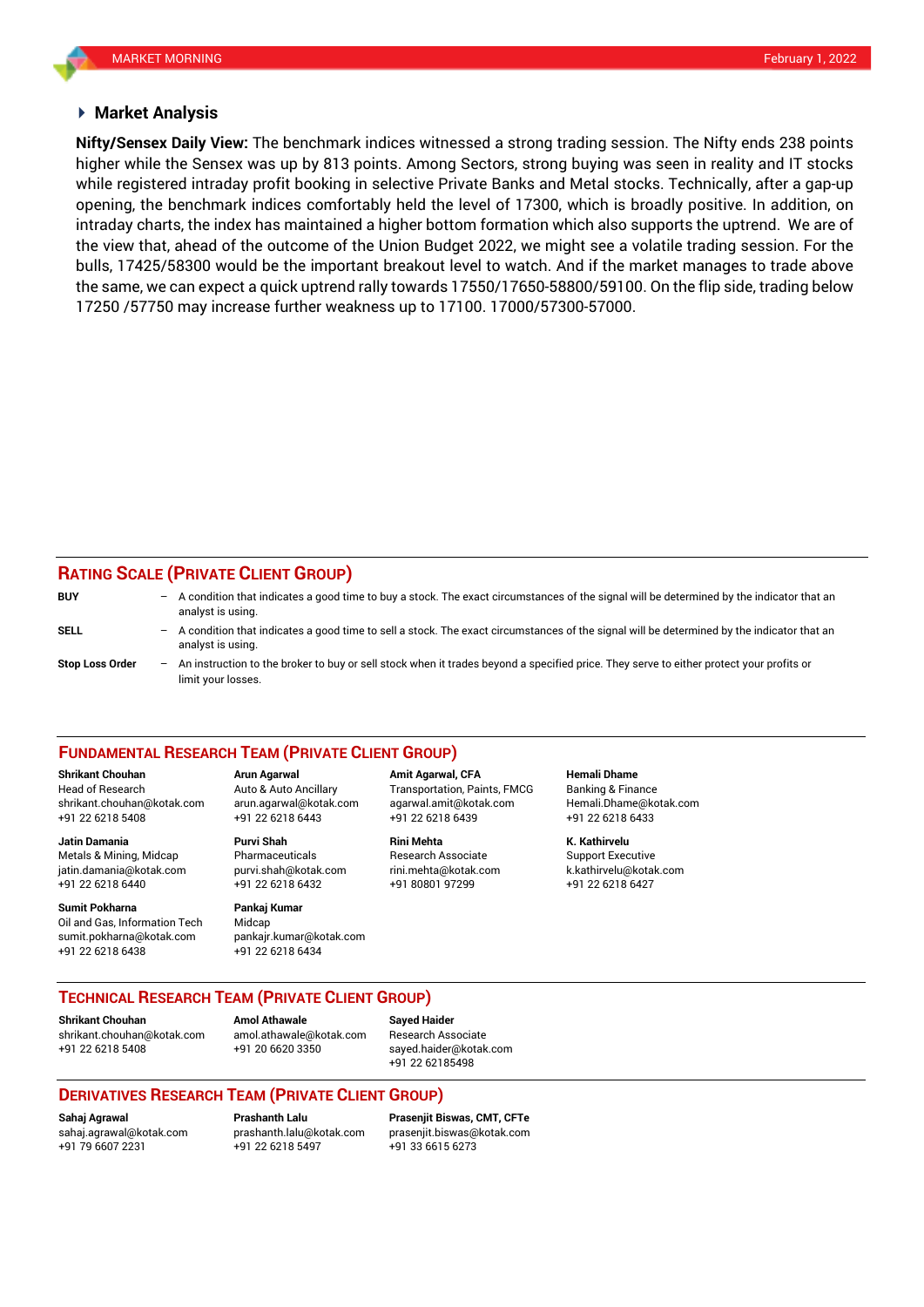## Market Analysis

**Nifty/Sensex Daily View:** The benchmark indices witnessed a strong trading session. The Nifty ends 238 points higher while the Sensex was up by 813 points. Among Sectors, strong buying was seen in reality and IT stocks while registered intraday profit booking in selective Private Banks and Metal stocks. Technically, after a gap-up opening, the benchmark indices comfortably held the level of 17300, which is broadly positive. In addition, on intraday charts, the index has maintained a higher bottom formation which also supports the uptrend. We are of the view that, ahead of the outcome of the Union Budget 2022, we might see a volatile trading session. For the bulls, 17425/58300 would be the important breakout level to watch. And if the market manages to trade above the same, we can expect a quick uptrend rally towards 17550/17650-58800/59100. On the flip side, trading below 17250 /57750 may increase further weakness up to 17100. 17000/57300-57000.

## RATING SCALE (PRIVATE CLIENT GROUP)

**BUY** – A condition that indicates a good time to buy a stock. The exact circumstances of the signal will be determined by the indicator that an analyst is using.

**SELL** – A condition that indicates a good time to sell a stock. The exact circumstances of the signal will be determined by the indicator that an analyst is using.

**Stop Loss Order** – An instruction to the broker to buy or sell stock when it trades beyond a specified price. They serve to either protect your profits or limit your losses.

## FUNDAMENTAL RESEARCH TEAM (PRIVATE CLIENT GROUP)

**Shrikant Chouhan**
Head of Research
shrikant.chouhan@kotak.com
+91 22 6218 5408

**Arun Agarwal**
Auto & Auto Ancillary
arun.agarwal@kotak.com
+91 22 6218 6443

**Amit Agarwal, CFA**
Transportation, Paints, FMCG
agarwal.amit@kotak.com
+91 22 6218 6439

**Hemali Dhame**
Banking & Finance
Hemali.Dhame@kotak.com
+91 22 6218 6433

**Jatin Damania**
Metals & Mining, Midcap
jatin.damania@kotak.com
+91 22 6218 6440

**Purvi Shah**
Pharmaceuticals
purvi.shah@kotak.com
+91 22 6218 6432

**Rini Mehta**
Research Associate
rini.mehta@kotak.com
+91 80801 97299

**K. Kathirvelu**
Support Executive
k.kathirvelu@kotak.com
+91 22 6218 6427

**Sumit Pokharna**
Oil and Gas, Information Tech
sumit.pokharna@kotak.com
+91 22 6218 6438

**Pankaj Kumar**
Midcap
pankajr.kumar@kotak.com
+91 22 6218 6434

## TECHNICAL RESEARCH TEAM (PRIVATE CLIENT GROUP)

**Shrikant Chouhan**
shrikant.chouhan@kotak.com
+91 22 6218 5408

**Amol Athawale**
amol.athawale@kotak.com
+91 20 6620 3350

**Sayed Haider**
Research Associate
sayed.haider@kotak.com
+91 22 62185498

## DERIVATIVES RESEARCH TEAM (PRIVATE CLIENT GROUP)

**Sahaj Agrawal**
sahaj.agrawal@kotak.com
+91 79 6607 2231

**Prashanth Lalu**
prashanth.lalu@kotak.com
+91 22 6218 5497

**Prasenjit Biswas, CMT, CFTe**
prasenjit.biswas@kotak.com
+91 33 6615 6273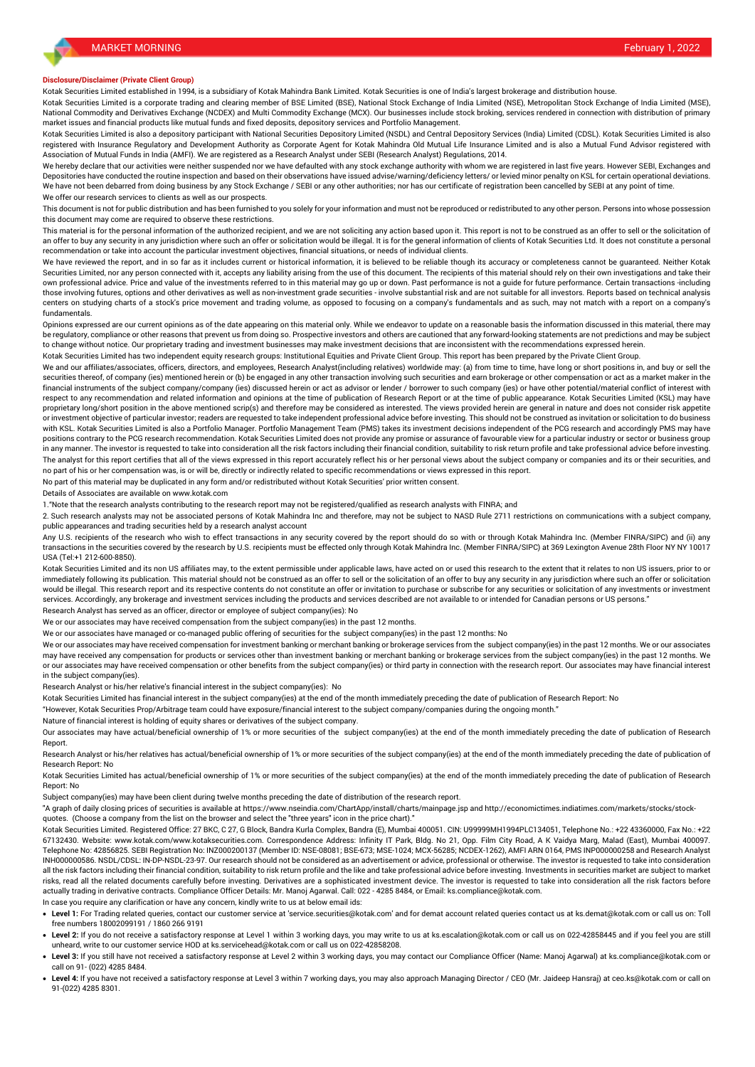**Disclosure/Disclaimer (Private Client Group)**

Kotak Securities Limited established in 1994, is a subsidiary of Kotak Mahindra Bank Limited. Kotak Securities is one of India's largest brokerage and distribution house.

Kotak Securities Limited is a corporate trading and clearing member of BSE Limited (BSE), National Stock Exchange of India Limited (NSE), Metropolitan Stock Exchange of India Limited (MSE), National Commodity and Derivatives Exchange (NCDEX) and Multi Commodity Exchange (MCX). Our businesses include stock broking, services rendered in connection with distribution of primary market issues and financial products like mutual funds and fixed deposits, depository services and Portfolio Management.

Kotak Securities Limited is also a depository participant with National Securities Depository Limited (NSDL) and Central Depository Services (India) Limited (CDSL). Kotak Securities Limited is also registered with Insurance Regulatory and Development Authority as Corporate Agent for Kotak Mahindra Old Mutual Life Insurance Limited and is also a Mutual Fund Advisor registered with Association of Mutual Funds in India (AMFI). We are registered as a Research Analyst under SEBI (Research Analyst) Regulations, 2014.

We hereby declare that our activities were neither suspended nor we have defaulted with any stock exchange authority with whom we are registered in last five years. However SEBI, Exchanges and Depositories have conducted the routine inspection and based on their observations have issued advise/warning/deficiency letters/ or levied minor penalty on KSL for certain operational deviations. We have not been debarred from doing business by any Stock Exchange / SEBI or any other authorities; nor has our certificate of registration been cancelled by SEBI at any point of time.

We offer our research services to clients as well as our prospects.

This document is not for public distribution and has been furnished to you solely for your information and must not be reproduced or redistributed to any other person. Persons into whose possession this document may come are required to observe these restrictions.

This material is for the personal information of the authorized recipient, and we are not soliciting any action based upon it. This report is not to be construed as an offer to sell or the solicitation of an offer to buy any security in any jurisdiction where such an offer or solicitation would be illegal. It is for the general information of clients of Kotak Securities Ltd. It does not constitute a personal recommendation or take into account the particular investment objectives, financial situations, or needs of individual clients.

We have reviewed the report, and in so far as it includes current or historical information, it is believed to be reliable though its accuracy or completeness cannot be guaranteed. Neither Kotak Securities Limited, nor any person connected with it, accepts any liability arising from the use of this document. The recipients of this material should rely on their own investigations and take their own professional advice. Price and value of the investments referred to in this material may go up or down. Past performance is not a guide for future performance. Certain transactions -including those involving futures, options and other derivatives as well as non-investment grade securities - involve substantial risk and are not suitable for all investors. Reports based on technical analysis centers on studying charts of a stock's price movement and trading volume, as opposed to focusing on a company's fundamentals and as such, may not match with a report on a company's fundamentals.

Opinions expressed are our current opinions as of the date appearing on this material only. While we endeavor to update on a reasonable basis the information discussed in this material, there may be regulatory, compliance or other reasons that prevent us from doing so. Prospective investors and others are cautioned that any forward-looking statements are not predictions and may be subject to change without notice. Our proprietary trading and investment businesses may make investment decisions that are inconsistent with the recommendations expressed herein.

Kotak Securities Limited has two independent equity research groups: Institutional Equities and Private Client Group. This report has been prepared by the Private Client Group.

We and our affiliates/associates, officers, directors, and employees, Research Analyst(including relatives) worldwide may: (a) from time to time, have long or short positions in, and buy or sell the securities thereof, of company (ies) mentioned herein or (b) be engaged in any other transaction involving such securities and earn brokerage or other compensation or act as a market maker in the financial instruments of the subject company/company (ies) discussed herein or act as advisor or lender / borrower to such company (ies) or have other potential/material conflict of interest with respect to any recommendation and related information and opinions at the time of publication of Research Report or at the time of public appearance. Kotak Securities Limited (KSL) may have proprietary long/short position in the above mentioned scrip(s) and therefore may be considered as interested. The views provided herein are general in nature and does not consider risk appetite or investment objective of particular investor; readers are requested to take independent professional advice before investing. This should not be construed as invitation or solicitation to do business with KSL. Kotak Securities Limited is also a Portfolio Manager. Portfolio Management Team (PMS) takes its investment decisions independent of the PCG research and accordingly PMS may have positions contrary to the PCG research recommendation. Kotak Securities Limited does not provide any promise or assurance of favourable view for a particular industry or sector or business group in any manner. The investor is requested to take into consideration all the risk factors including their financial condition, suitability to risk return profile and take professional advice before investing.

The analyst for this report certifies that all of the views expressed in this report accurately reflect his or her personal views about the subject company or companies and its or their securities, and no part of his or her compensation was, is or will be, directly or indirectly related to specific recommendations or views expressed in this report.

No part of this material may be duplicated in any form and/or redistributed without Kotak Securities' prior written consent.

Details of Associates are available on www.kotak.com

1."Note that the research analysts contributing to the research report may not be registered/qualified as research analysts with FINRA; and

2. Such research analysts may not be associated persons of Kotak Mahindra Inc and therefore, may not be subject to NASD Rule 2711 restrictions on communications with a subject company, public appearances and trading securities held by a research analyst account

Any U.S. recipients of the research who wish to effect transactions in any security covered by the report should do so with or through Kotak Mahindra Inc. (Member FINRA/SIPC) and (ii) any transactions in the securities covered by the research by U.S. recipients must be effected only through Kotak Mahindra Inc. (Member FINRA/SIPC) at 369 Lexington Avenue 28th Floor NY NY 10017 USA (Tel:+1 212-600-8850).

Kotak Securities Limited and its non US affiliates may, to the extent permissible under applicable laws, have acted on or used this research to the extent that it relates to non US issuers, prior to or immediately following its publication. This material should not be construed as an offer to sell or the solicitation of an offer to buy any security in any jurisdiction where such an offer or solicitation would be illegal. This research report and its respective contents do not constitute an offer or invitation to purchase or subscribe for any securities or solicitation of any investments or investment services. Accordingly, any brokerage and investment services including the products and services described are not available to or intended for Canadian persons or US persons."

Research Analyst has served as an officer, director or employee of subject company(ies): No

We or our associates may have received compensation from the subject company(ies) in the past 12 months.

We or our associates have managed or co-managed public offering of securities for the subject company(ies) in the past 12 months: No

We or our associates may have received compensation for investment banking or merchant banking or brokerage services from the subject company(ies) in the past 12 months. We or our associates may have received any compensation for products or services other than investment banking or merchant banking or brokerage services from the subject company(ies) in the past 12 months. We or our associates may have received compensation or other benefits from the subject company(ies) or third party in connection with the research report. Our associates may have financial interest in the subject company(ies).

Research Analyst or his/her relative's financial interest in the subject company(ies): No

Kotak Securities Limited has financial interest in the subject company(ies) at the end of the month immediately preceding the date of publication of Research Report: No

"However, Kotak Securities Prop/Arbitrage team could have exposure/financial interest to the subject company/companies during the ongoing month."

Nature of financial interest is holding of equity shares or derivatives of the subject company.

Our associates may have actual/beneficial ownership of 1% or more securities of the subject company(ies) at the end of the month immediately preceding the date of publication of Research Report.

Research Analyst or his/her relatives has actual/beneficial ownership of 1% or more securities of the subject company(ies) at the end of the month immediately preceding the date of publication of Research Report: No

Kotak Securities Limited has actual/beneficial ownership of 1% or more securities of the subject company(ies) at the end of the month immediately preceding the date of publication of Research Report: No

Subject company(ies) may have been client during twelve months preceding the date of distribution of the research report.

"A graph of daily closing prices of securities is available at https://www.nseindia.com/ChartApp/install/charts/mainpage.jsp and http://economictimes.indiatimes.com/markets/stocks/stock-quotes. (Choose a company from the list on the browser and select the "three years" icon in the price chart)."

Kotak Securities Limited. Registered Office: 27 BKC, C 27, G Block, Bandra Kurla Complex, Bandra (E), Mumbai 400051. CIN: U99999MH1994PLC134051, Telephone No.: +22 43360000, Fax No.: +22 67132430. Website: www.kotak.com/www.kotaksecurities.com. Correspondence Address: Infinity IT Park, Bldg. No 21, Opp. Film City Road, A K Vaidya Marg, Malad (East), Mumbai 400097. Telephone No: 42856825. SEBI Registration No: INZ000200137 (Member ID: NSE-08081; BSE-673; MSE-1024; MCX-56285; NCDEX-1262), AMFI ARN 0164, PMS INP000000258 and Research Analyst INH000000586. NSDL/CDSL: IN-DP-NSDL-23-97. Our research should not be considered as an advertisement or advice, professional or otherwise. The investor is requested to take into consideration all the risk factors including their financial condition, suitability to risk return profile and the like and take professional advice before investing. Investments in securities market are subject to market risks, read all the related documents carefully before investing. Derivatives are a sophisticated investment device. The investor is requested to take into consideration all the risk factors before actually trading in derivative contracts. Compliance Officer Details: Mr. Manoj Agarwal. Call: 022 - 4285 8484, or Email: ks.compliance@kotak.com.

In case you require any clarification or have any concern, kindly write to us at below email ids:

- **Level 1:** For Trading related queries, contact our customer service at 'service.securities@kotak.com' and for demat account related queries contact us at ks.demat@kotak.com or call us on: Toll free numbers 18002099191 / 1860 266 9191
- **Level 2:** If you do not receive a satisfactory response at Level 1 within 3 working days, you may write to us at ks.escalation@kotak.com or call us on 022-42858445 and if you feel you are still unheard, write to our customer service HOD at ks.servicehead@kotak.com or call us on 022-42858208.
- **Level 3:** If you still have not received a satisfactory response at Level 2 within 3 working days, you may contact our Compliance Officer (Name: Manoj Agarwal) at ks.compliance@kotak.com or call on 91- (022) 4285 8484.
- **Level 4:** If you have not received a satisfactory response at Level 3 within 7 working days, you may also approach Managing Director / CEO (Mr. Jaideep Hansraj) at ceo.ks@kotak.com or call on 91-(022) 4285 8301.